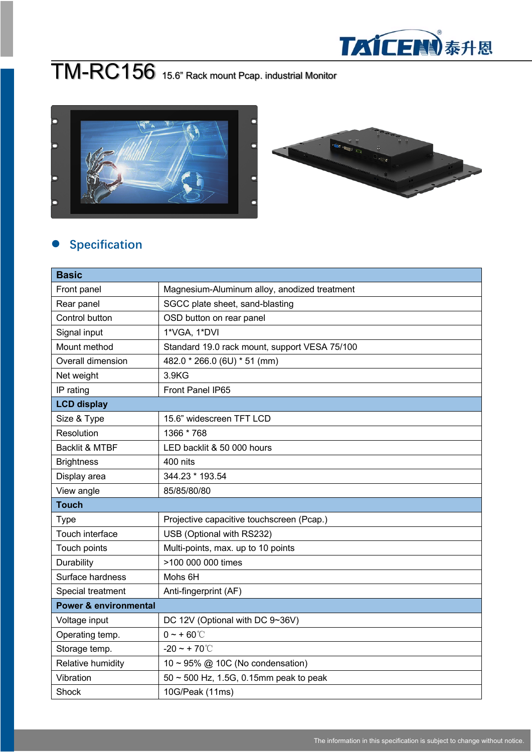# TM-RC156 15.6" Rack mount Pcap. industrial Monitor

## Specification

| Basic | |
|---|---|
| Front panel | Magnesium-Aluminum alloy, anodized treatment |
| Rear panel | SGCC plate sheet, sand-blasting |
| Control button | OSD button on rear panel |
| Signal input | 1*VGA, 1*DVI |
| Mount method | Standard 19.0 rack mount, support VESA 75/100 |
| Overall dimension | 482.0 * 266.0 (6U) * 51 (mm) |
| Net weight | 3.9KG |
| IP rating | Front Panel IP65 |
| **LCD display** | |
| Size & Type | 15.6" widescreen TFT LCD |
| Resolution | 1366 * 768 |
| Backlit & MTBF | LED backlit & 50 000 hours |
| Brightness | 400 nits |
| Display area | 344.23 * 193.54 |
| View angle | 85/85/80/80 |
| **Touch** | |
| Type | Projective capacitive touchscreen (Pcap.) |
| Touch interface | USB (Optional with RS232) |
| Touch points | Multi-points, max. up to 10 points |
| Durability | >100 000 000 times |
| Surface hardness | Mohs 6H |
| Special treatment | Anti-fingerprint (AF) |
| **Power & environmental** | |
| Voltage input | DC 12V (Optional with DC 9~36V) |
| Operating temp. | 0 ~ + 60℃ |
| Storage temp. | -20 ~ + 70℃ |
| Relative humidity | 10 ~ 95% @ 10C (No condensation) |
| Vibration | 50 ~ 500 Hz, 1.5G, 0.15mm peak to peak |
| Shock | 10G/Peak (11ms) |

The information in this specification is subject to change without notice.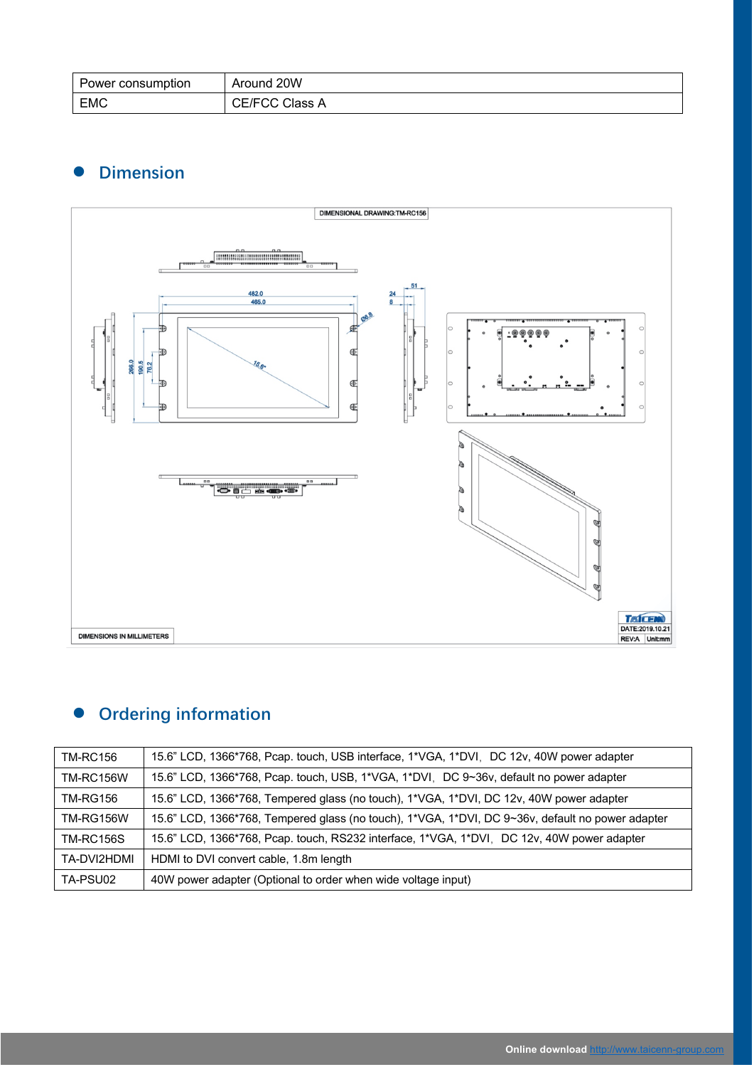| | |
|---|---|
| Power consumption | Around 20W |
| EMC | CE/FCC Class A |

## Dimension

DIMENSIONAL DRAWING:TM-RC156

482.0
465.0
51
24
8
Ø6.8
266.0
190.5
76.2
15.6"

DIMENSIONS IN MILLIMETERS

TAICENN
DATE:2019.10.21
REV:A
Unit:mm

## Ordering information

| | |
|---|---|
| TM-RC156 | 15.6" LCD, 1366*768, Pcap. touch, USB interface, 1*VGA, 1*DVI, DC 12v, 40W power adapter |
| TM-RC156W | 15.6" LCD, 1366*768, Pcap. touch, USB, 1*VGA, 1*DVI, DC 9~36v, default no power adapter |
| TM-RG156 | 15.6" LCD, 1366*768, Tempered glass (no touch), 1*VGA, 1*DVI, DC 12v, 40W power adapter |
| TM-RG156W | 15.6" LCD, 1366*768, Tempered glass (no touch), 1*VGA, 1*DVI, DC 9~36v, default no power adapter |
| TM-RC156S | 15.6" LCD, 1366*768, Pcap. touch, RS232 interface, 1*VGA, 1*DVI, DC 12v, 40W power adapter |
| TA-DVI2HDMI | HDMI to DVI convert cable, 1.8m length |
| TA-PSU02 | 40W power adapter (Optional to order when wide voltage input) |

**Online download** http://www.taicenn-group.com